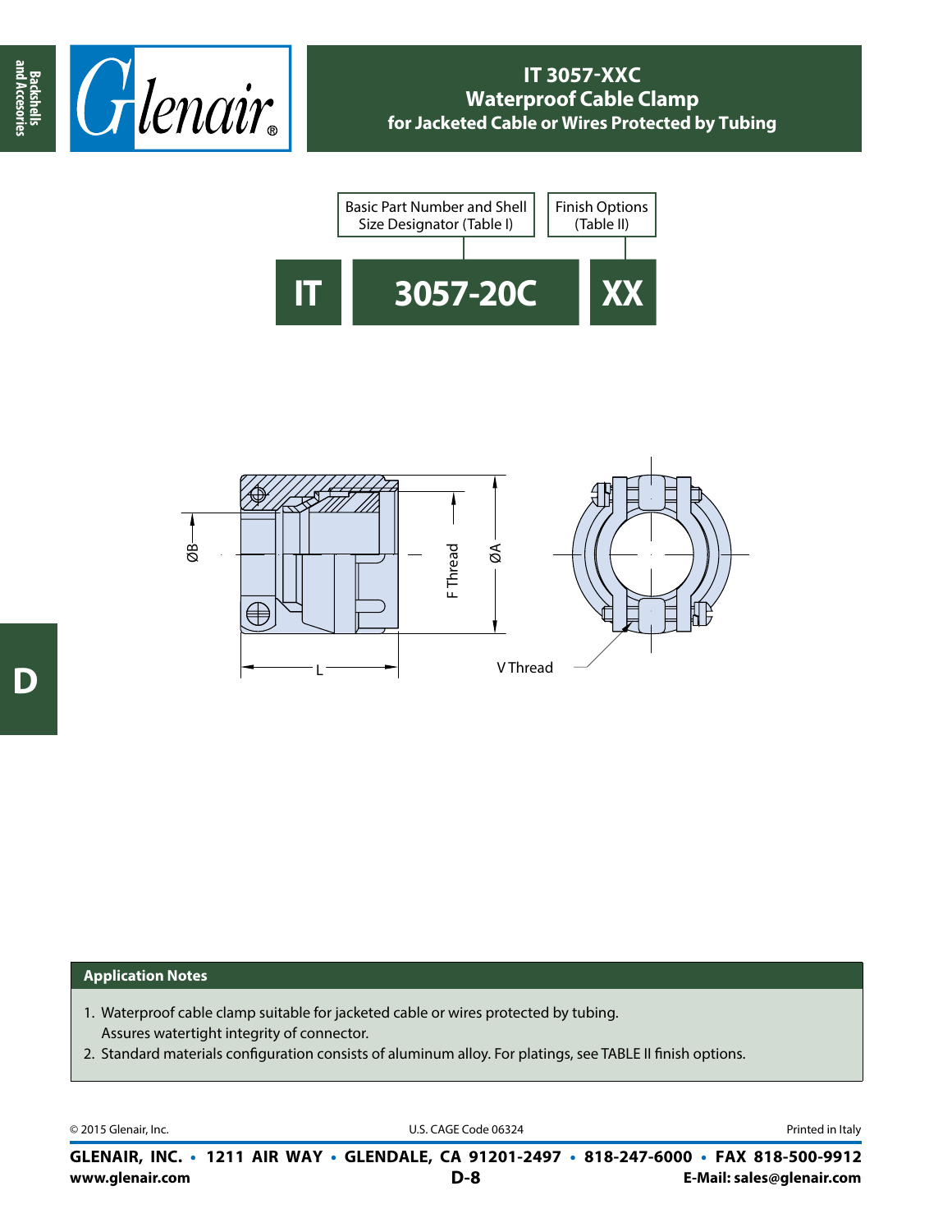# IT 3057-XXC
## Waterproof Cable Clamp
### for Jacketed Cable or Wires Protected by Tubing

Basic Part Number and Shell Size Designator (Table I)

Finish Options (Table II)

**IT** **3057-20C** **XX**

ØB

F Thread

ØA

L

V Thread

### Application Notes

1. Waterproof cable clamp suitable for jacketed cable or wires protected by tubing. Assures watertight integrity of connector.
2. Standard materials configuration consists of aluminum alloy. For platings, see TABLE II finish options.

© 2015 Glenair, Inc. U.S. CAGE Code 06324 Printed in Italy

**GLENAIR, INC. • 1211 AIR WAY • GLENDALE, CA 91201-2497 • 818-247-6000 • FAX 818-500-9912**

**www.glenair.com** **E-Mail: sales@glenair.com**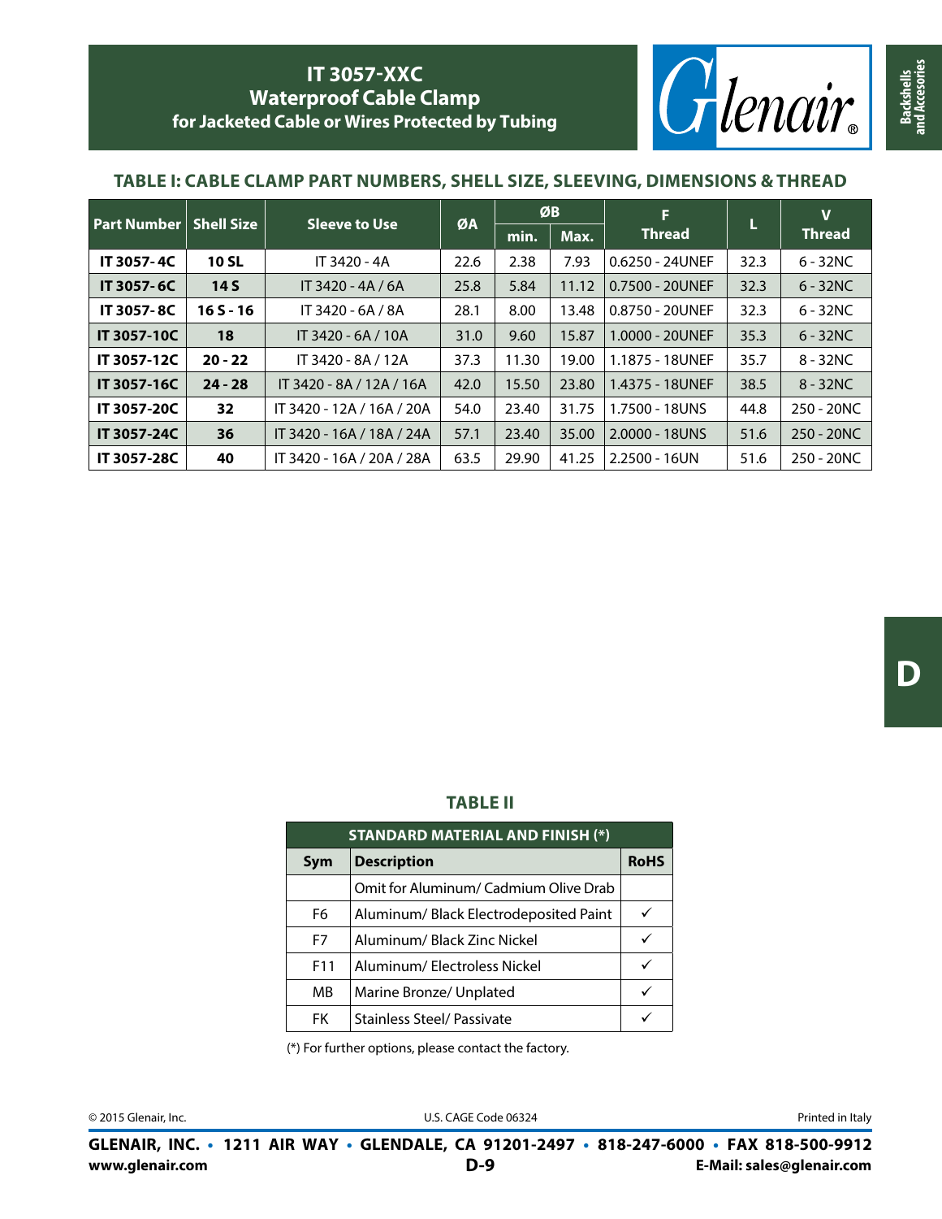# IT 3057-XXC Waterproof Cable Clamp for Jacketed Cable or Wires Protected by Tubing

## TABLE I: CABLE CLAMP PART NUMBERS, SHELL SIZE, SLEEVING, DIMENSIONS & THREAD

| Part Number | Shell Size | Sleeve to Use | ØA | ØB | | F | L | V |
|---|---|---|---|---|---|---|---|---|
| | | | | min. | Max. | Thread | | Thread |
| IT 3057- 4C | 10 SL | IT 3420 - 4A | 22.6 | 2.38 | 7.93 | 0.6250 - 24UNEF | 32.3 | 6 - 32NC |
| IT 3057- 6C | 14 S | IT 3420 - 4A / 6A | 25.8 | 5.84 | 11.12 | 0.7500 - 20UNEF | 32.3 | 6 - 32NC |
| IT 3057- 8C | 16 S - 16 | IT 3420 - 6A / 8A | 28.1 | 8.00 | 13.48 | 0.8750 - 20UNEF | 32.3 | 6 - 32NC |
| IT 3057-10C | 18 | IT 3420 - 6A / 10A | 31.0 | 9.60 | 15.87 | 1.0000 - 20UNEF | 35.3 | 6 - 32NC |
| IT 3057-12C | 20 - 22 | IT 3420 - 8A / 12A | 37.3 | 11.30 | 19.00 | 1.1875 - 18UNEF | 35.7 | 8 - 32NC |
| IT 3057-16C | 24 - 28 | IT 3420 - 8A / 12A / 16A | 42.0 | 15.50 | 23.80 | 1.4375 - 18UNEF | 38.5 | 8 - 32NC |
| IT 3057-20C | 32 | IT 3420 - 12A / 16A / 20A | 54.0 | 23.40 | 31.75 | 1.7500 - 18UNS | 44.8 | 250 - 20NC |
| IT 3057-24C | 36 | IT 3420 - 16A / 18A / 24A | 57.1 | 23.40 | 35.00 | 2.0000 - 18UNS | 51.6 | 250 - 20NC |
| IT 3057-28C | 40 | IT 3420 - 16A / 20A / 28A | 63.5 | 29.90 | 41.25 | 2.2500 - 16UN | 51.6 | 250 - 20NC |

## TABLE II

| STANDARD MATERIAL AND FINISH (*) | | |
|---|---|---|
| **Sym** | **Description** | **RoHS** |
| | Omit for Aluminum/ Cadmium Olive Drab | |
| F6 | Aluminum/ Black Electrodeposited Paint | ✓ |
| F7 | Aluminum/ Black Zinc Nickel | ✓ |
| F11 | Aluminum/ Electroless Nickel | ✓ |
| MB | Marine Bronze/ Unplated | ✓ |
| FK | Stainless Steel/ Passivate | ✓ |

(*) For further options, please contact the factory.